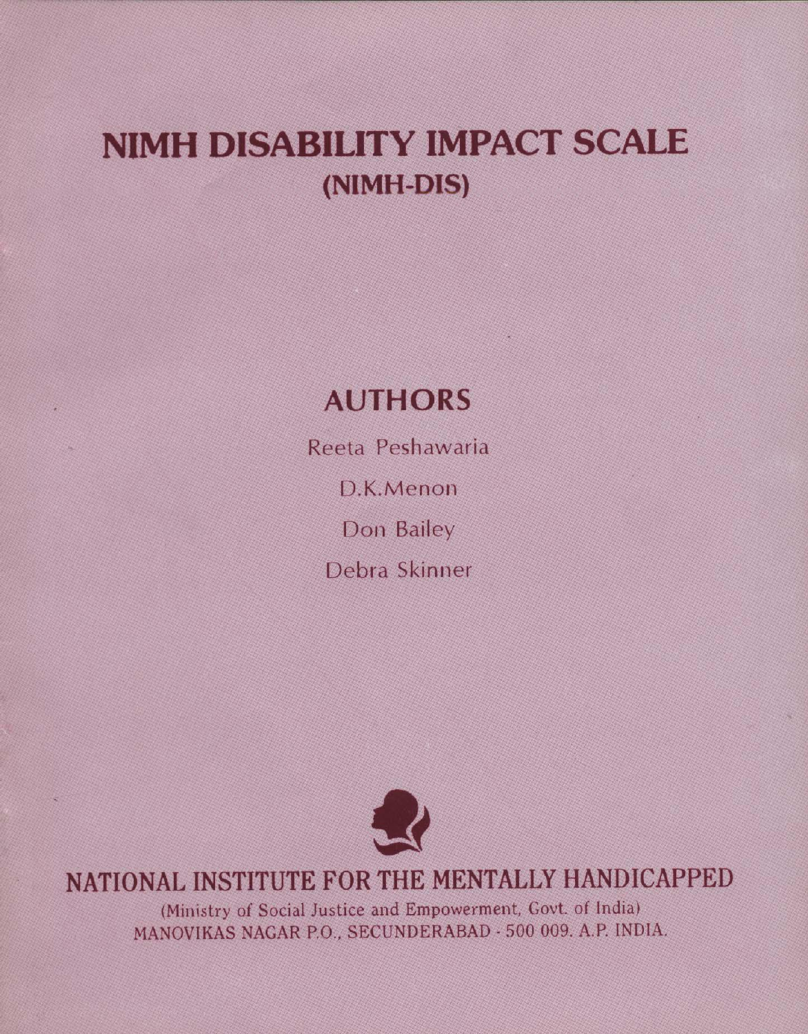# NIMH DISABILITY IMPACT SCALE
## (NIMH-DIS)

## AUTHORS

Reeta Peshawaria

D.K.Menon

Don Bailey

Debra Skinner

## NATIONAL INSTITUTE FOR THE MENTALLY HANDICAPPED

(Ministry of Social Justice and Empowerment, Govt. of India)
MANOVIKAS NAGAR P.O., SECUNDERABAD - 500 009. A.P. INDIA.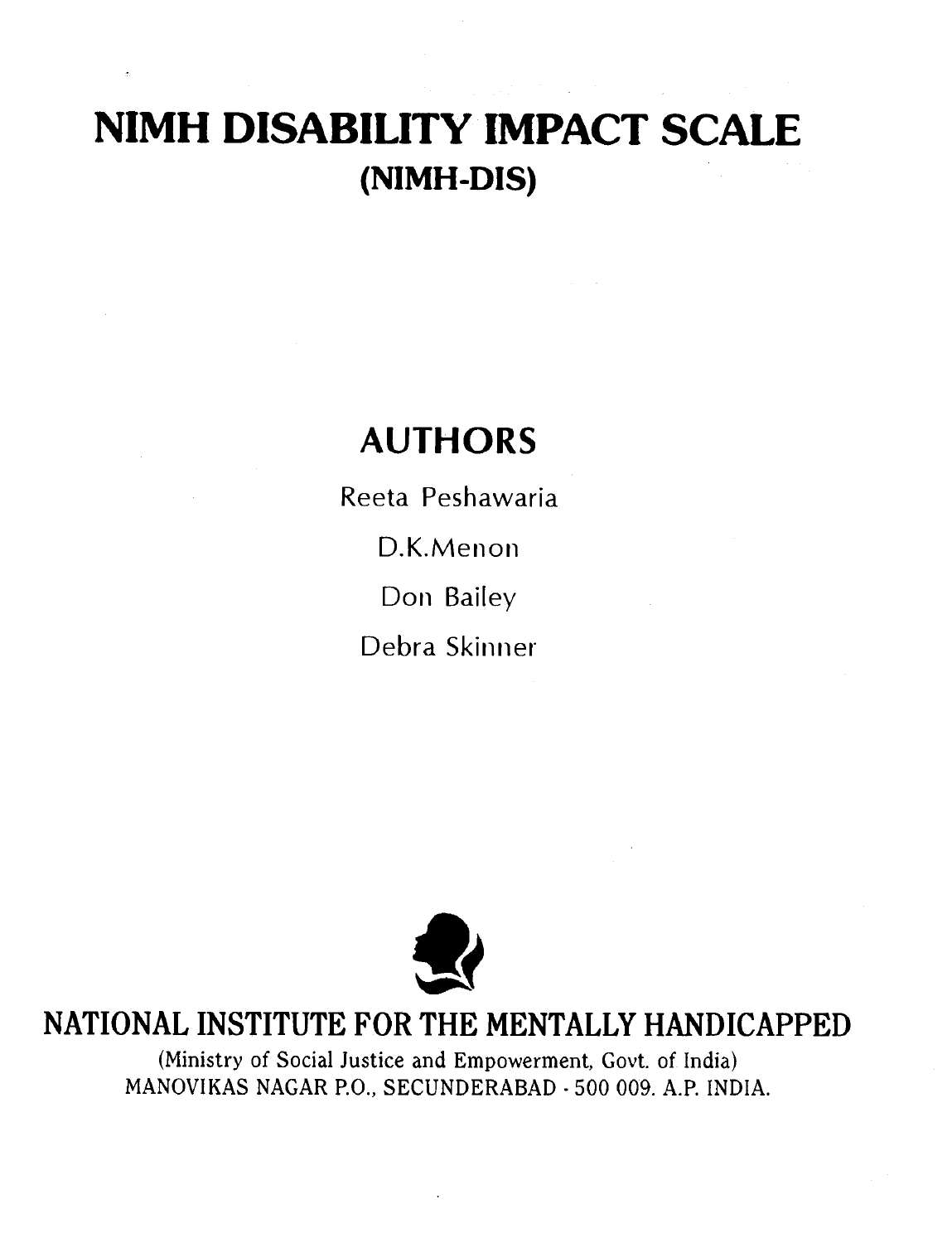# NIMH DISABILITY IMPACT SCALE
## (NIMH-DIS)

## AUTHORS

Reeta Peshawaria

D.K.Menon

Don Bailey

Debra Skinner

## NATIONAL INSTITUTE FOR THE MENTALLY HANDICAPPED

(Ministry of Social Justice and Empowerment, Govt. of India)
MANOVIKAS NAGAR P.O., SECUNDERABAD - 500 009. A.P. INDIA.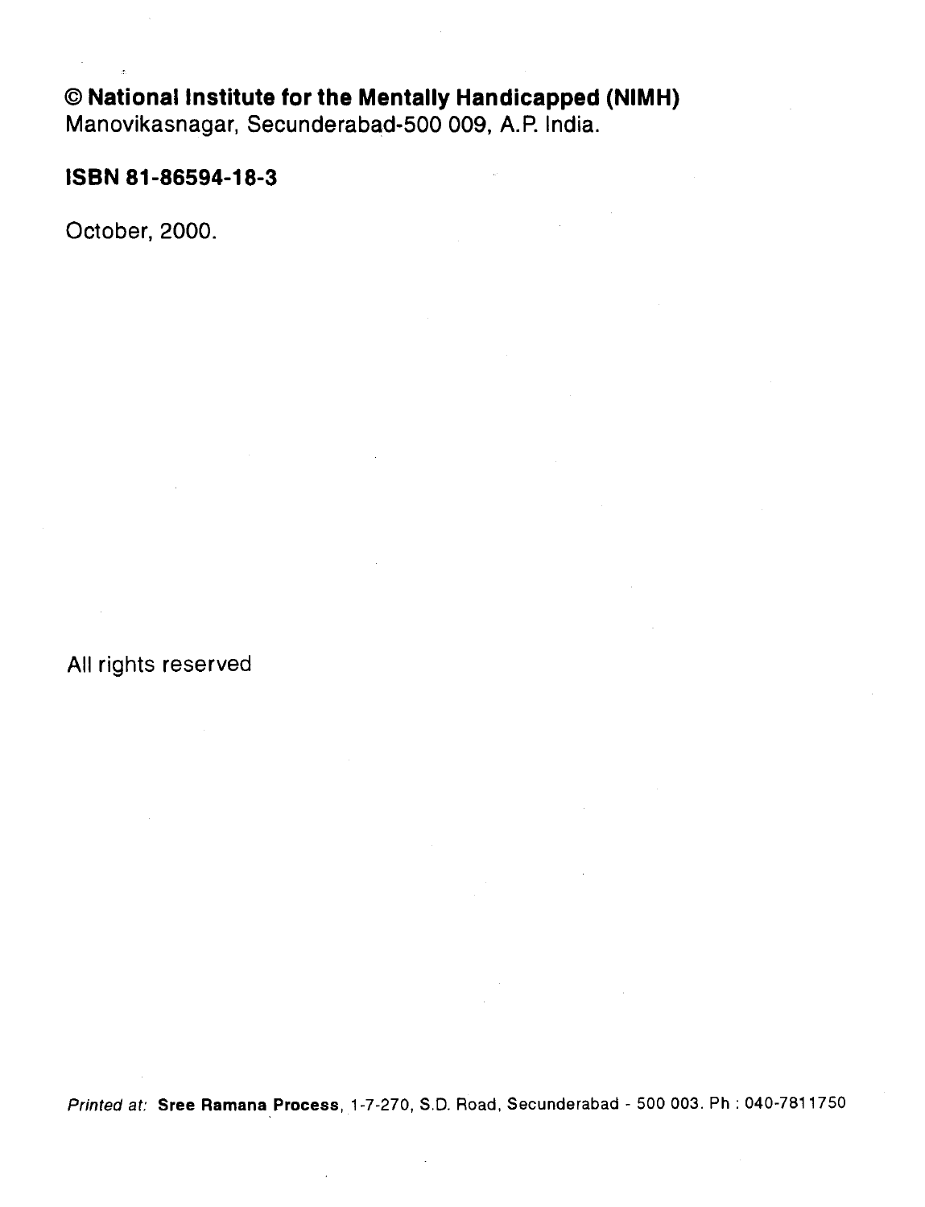**© National Institute for the Mentally Handicapped (NIMH)**
Manovikasnagar, Secunderabad-500 009, A.P. India.

**ISBN 81-86594-18-3**

October, 2000.

All rights reserved

*Printed at:* **Sree Ramana Process**, 1-7-270, S.D. Road, Secunderabad - 500 003. Ph : 040-7811750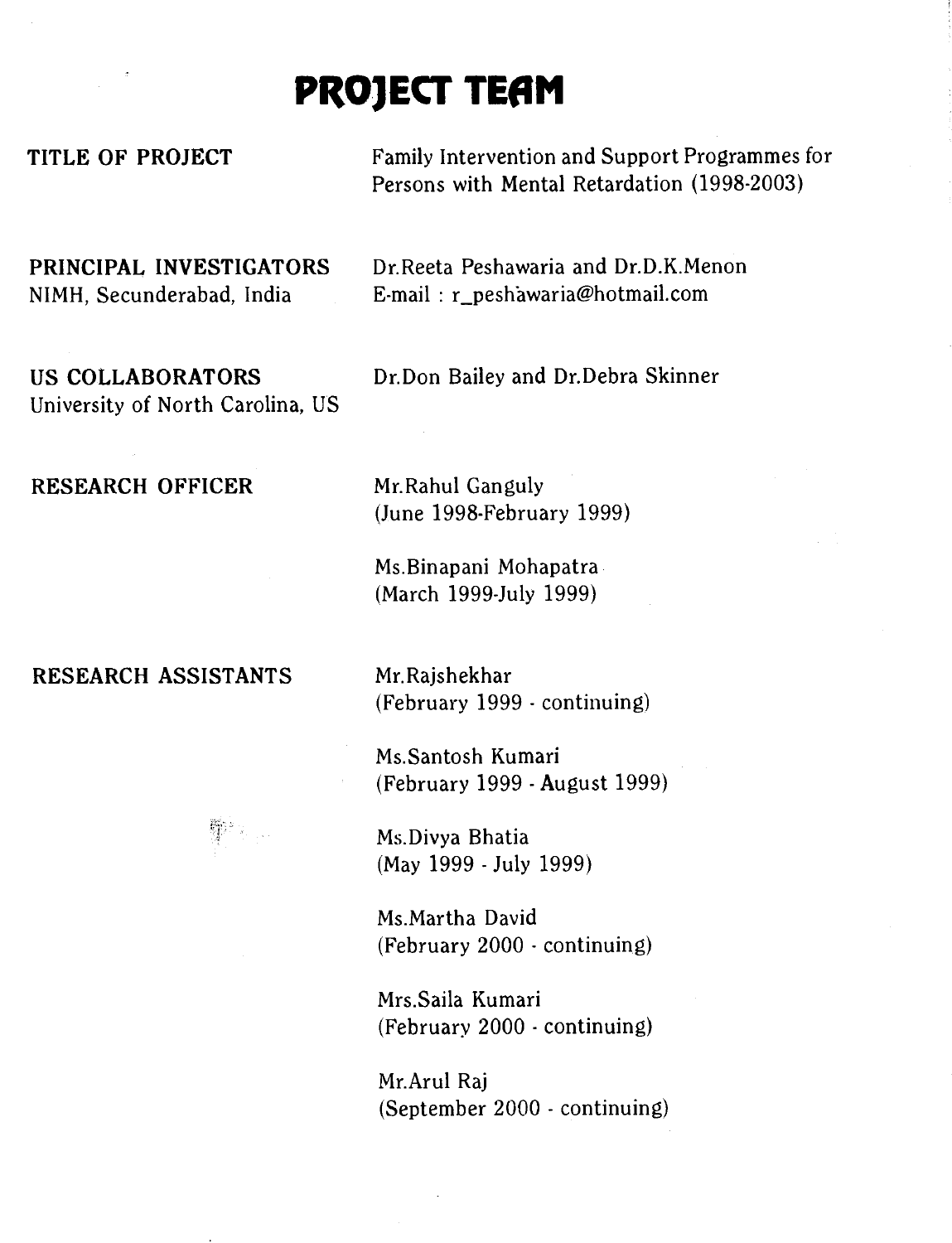# PROJECT TEAM

**TITLE OF PROJECT**

Family Intervention and Support Programmes for Persons with Mental Retardation (1998-2003)

**PRINCIPAL INVESTIGATORS**
NIMH, Secunderabad, India

Dr.Reeta Peshawaria and Dr.D.K.Menon
E-mail : r_peshawaria@hotmail.com

**US COLLABORATORS**
University of North Carolina, US

Dr.Don Bailey and Dr.Debra Skinner

**RESEARCH OFFICER**

Mr.Rahul Ganguly
(June 1998-February 1999)

Ms.Binapani Mohapatra
(March 1999-July 1999)

**RESEARCH ASSISTANTS**

Mr.Rajshekhar
(February 1999 - continuing)

Ms.Santosh Kumari
(February 1999 - August 1999)

Ms.Divya Bhatia
(May 1999 - July 1999)

Ms.Martha David
(February 2000 - continuing)

Mrs.Saila Kumari
(February 2000 - continuing)

Mr.Arul Raj
(September 2000 - continuing)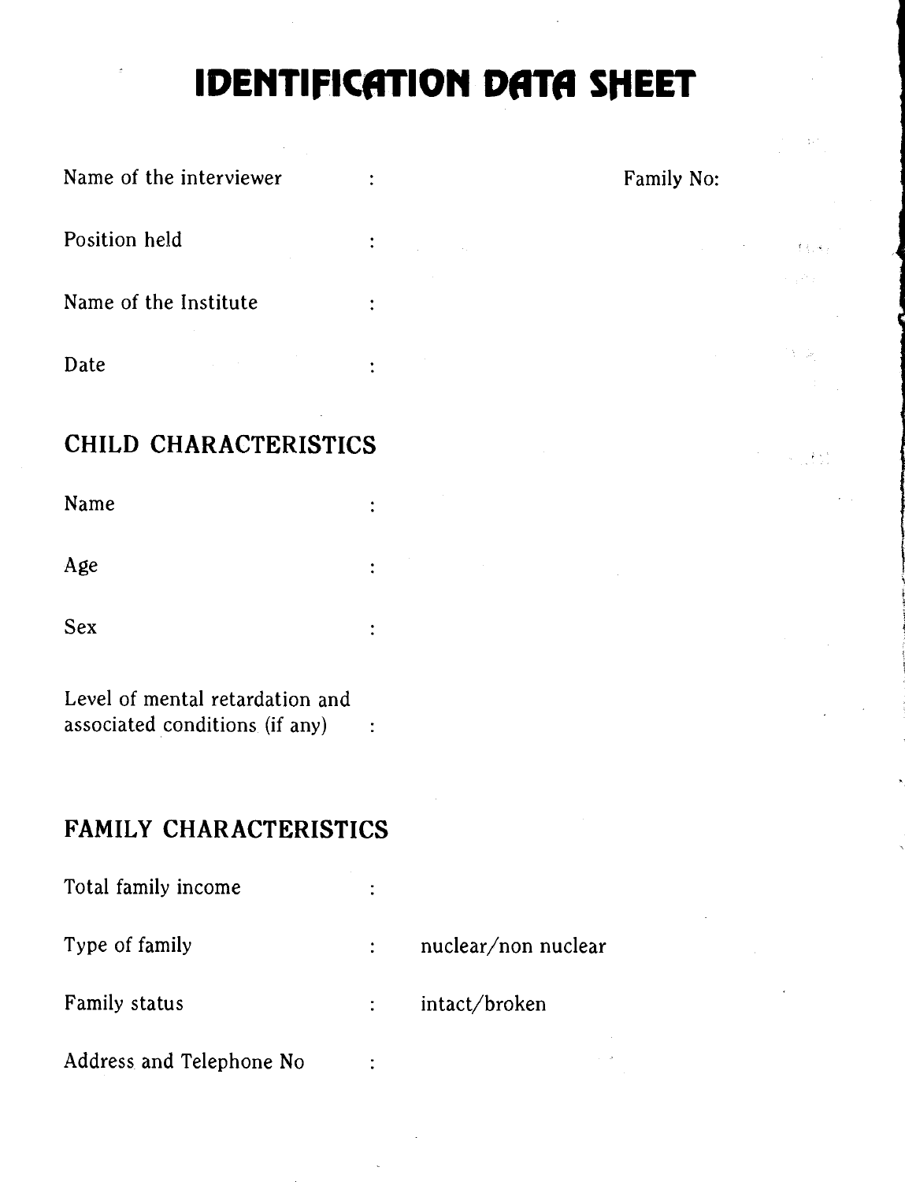# IDENTIFICATION DATA SHEET

Name of the interviewer : Family No:

Position held :

Name of the Institute :

Date :

## CHILD CHARACTERISTICS

Name :

Age :

Sex :

Level of mental retardation and associated conditions (if any) :

## FAMILY CHARACTERISTICS

Total family income :

Type of family : nuclear/non nuclear

Family status : intact/broken

Address and Telephone No :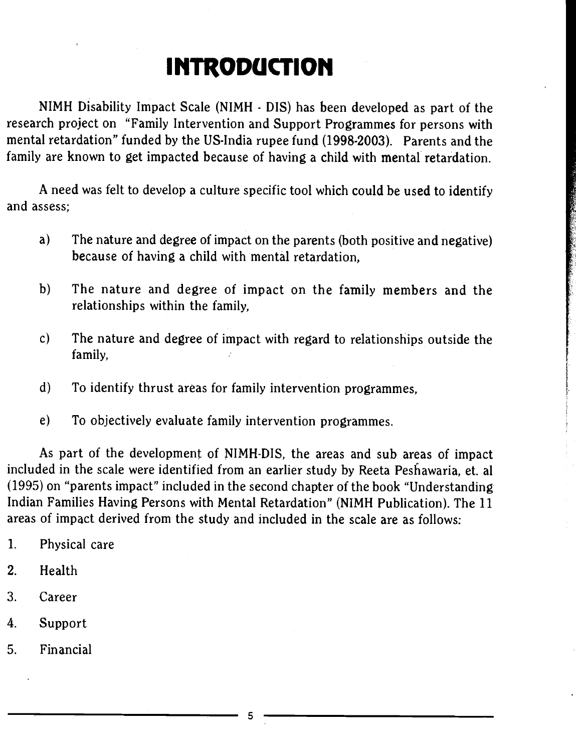# INTRODUCTION

NIMH Disability Impact Scale (NIMH - DIS) has been developed as part of the research project on "Family Intervention and Support Programmes for persons with mental retardation" funded by the US-India rupee fund (1998-2003). Parents and the family are known to get impacted because of having a child with mental retardation.

A need was felt to develop a culture specific tool which could be used to identify and assess;

a) The nature and degree of impact on the parents (both positive and negative) because of having a child with mental retardation,

b) The nature and degree of impact on the family members and the relationships within the family,

c) The nature and degree of impact with regard to relationships outside the family,

d) To identify thrust areas for family intervention programmes,

e) To objectively evaluate family intervention programmes.

As part of the development of NIMH-DIS, the areas and sub areas of impact included in the scale were identified from an earlier study by Reeta Peshawaria, et. al (1995) on "parents impact" included in the second chapter of the book "Understanding Indian Families Having Persons with Mental Retardation" (NIMH Publication). The 11 areas of impact derived from the study and included in the scale are as follows:

1. Physical care
2. Health
3. Career
4. Support
5. Financial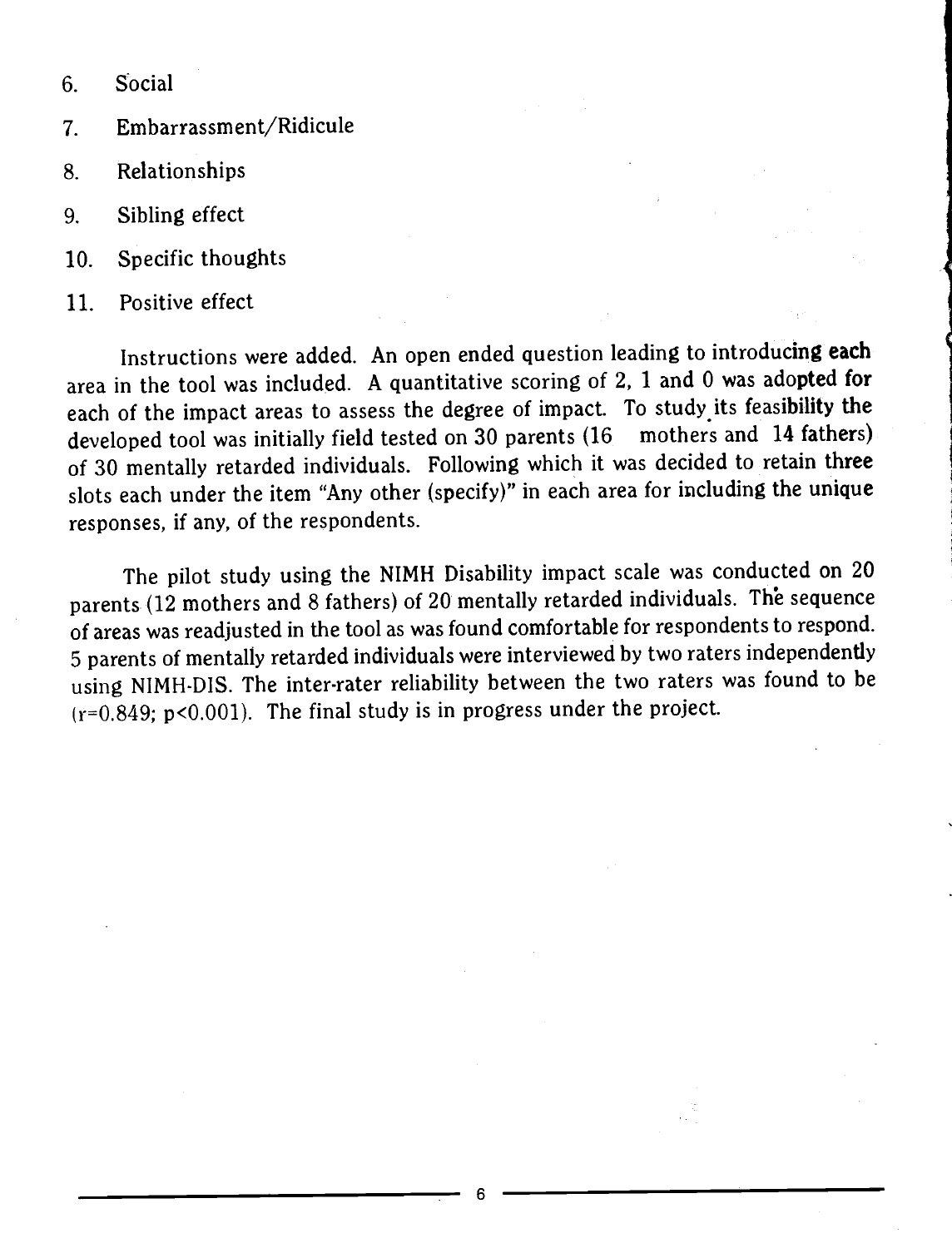6. Social
7. Embarrassment/Ridicule
8. Relationships
9. Sibling effect
10. Specific thoughts
11. Positive effect

Instructions were added. An open ended question leading to introducing each area in the tool was included. A quantitative scoring of 2, 1 and 0 was adopted for each of the impact areas to assess the degree of impact. To study its feasibility the developed tool was initially field tested on 30 parents (16 mothers and 14 fathers) of 30 mentally retarded individuals. Following which it was decided to retain three slots each under the item "Any other (specify)" in each area for including the unique responses, if any, of the respondents.

The pilot study using the NIMH Disability impact scale was conducted on 20 parents (12 mothers and 8 fathers) of 20 mentally retarded individuals. The sequence of areas was readjusted in the tool as was found comfortable for respondents to respond. 5 parents of mentally retarded individuals were interviewed by two raters independently using NIMH-DIS. The inter-rater reliability between the two raters was found to be ($r=0.849$; $p<0.001$). The final study is in progress under the project.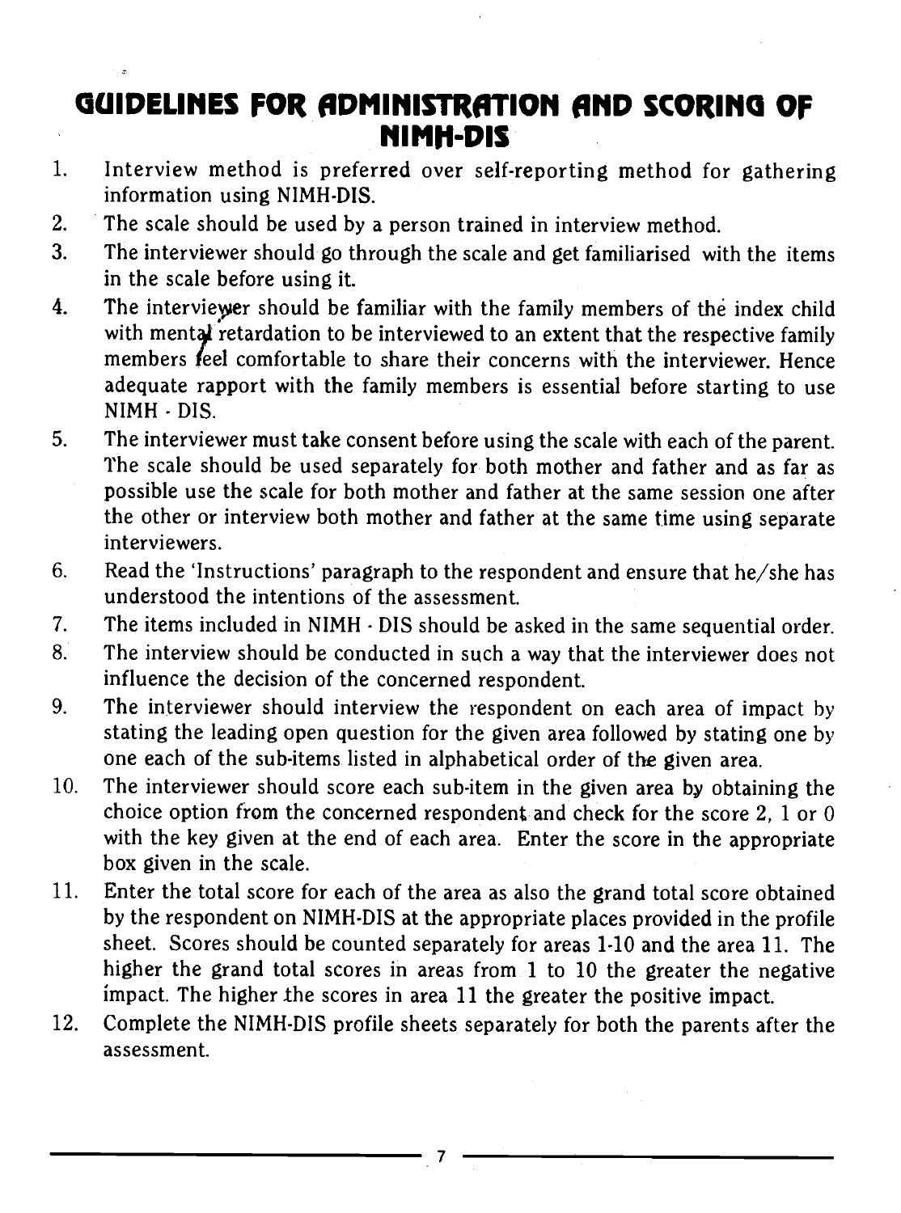# GUIDELINES FOR ADMINISTRATION AND SCORING OF NIMH-DIS

1. Interview method is preferred over self-reporting method for gathering information using NIMH-DIS.
2. The scale should be used by a person trained in interview method.
3. The interviewer should go through the scale and get familiarised with the items in the scale before using it.
4. The interviewer should be familiar with the family members of the index child with mental retardation to be interviewed to an extent that the respective family members feel comfortable to share their concerns with the interviewer. Hence adequate rapport with the family members is essential before starting to use NIMH - DIS.
5. The interviewer must take consent before using the scale with each of the parent. The scale should be used separately for both mother and father and as far as possible use the scale for both mother and father at the same session one after the other or interview both mother and father at the same time using separate interviewers.
6. Read the 'Instructions' paragraph to the respondent and ensure that he/she has understood the intentions of the assessment.
7. The items included in NIMH - DIS should be asked in the same sequential order.
8. The interview should be conducted in such a way that the interviewer does not influence the decision of the concerned respondent.
9. The interviewer should interview the respondent on each area of impact by stating the leading open question for the given area followed by stating one by one each of the sub-items listed in alphabetical order of the given area.
10. The interviewer should score each sub-item in the given area by obtaining the choice option from the concerned respondent and check for the score 2, 1 or 0 with the key given at the end of each area. Enter the score in the appropriate box given in the scale.
11. Enter the total score for each of the area as also the grand total score obtained by the respondent on NIMH-DIS at the appropriate places provided in the profile sheet. Scores should be counted separately for areas 1-10 and the area 11. The higher the grand total scores in areas from 1 to 10 the greater the negative impact. The higher the scores in area 11 the greater the positive impact.
12. Complete the NIMH-DIS profile sheets separately for both the parents after the assessment.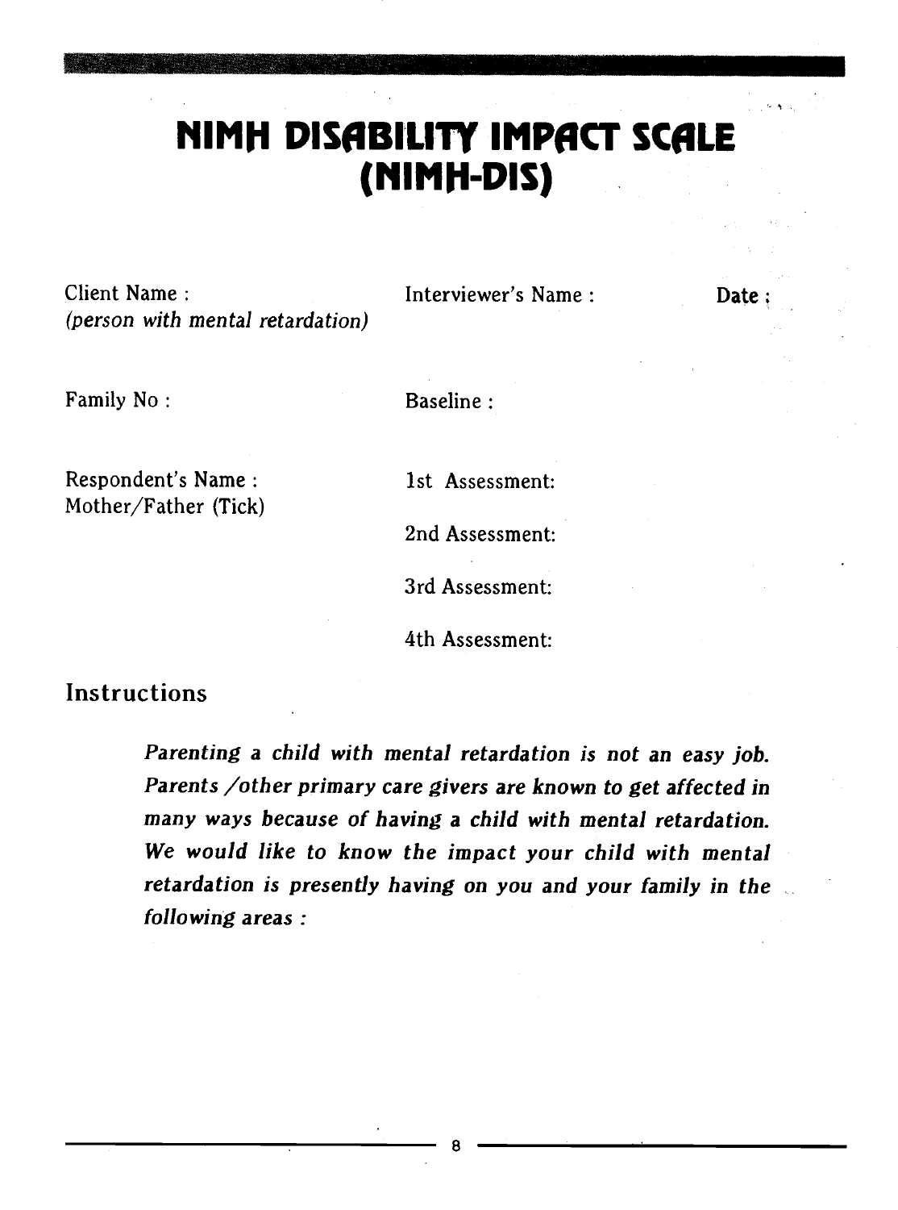# NIMH DISABILITY IMPACT SCALE (NIMH-DIS)

Client Name :
*(person with mental retardation)*

Interviewer's Name :

**Date :**

Family No :

Baseline :

Respondent's Name :
Mother/Father (Tick)

1st Assessment:

2nd Assessment:

3rd Assessment:

4th Assessment:

## Instructions

***Parenting a child with mental retardation is not an easy job. Parents /other primary care givers are known to get affected in many ways because of having a child with mental retardation. We would like to know the impact your child with mental retardation is presently having on you and your family in the following areas :***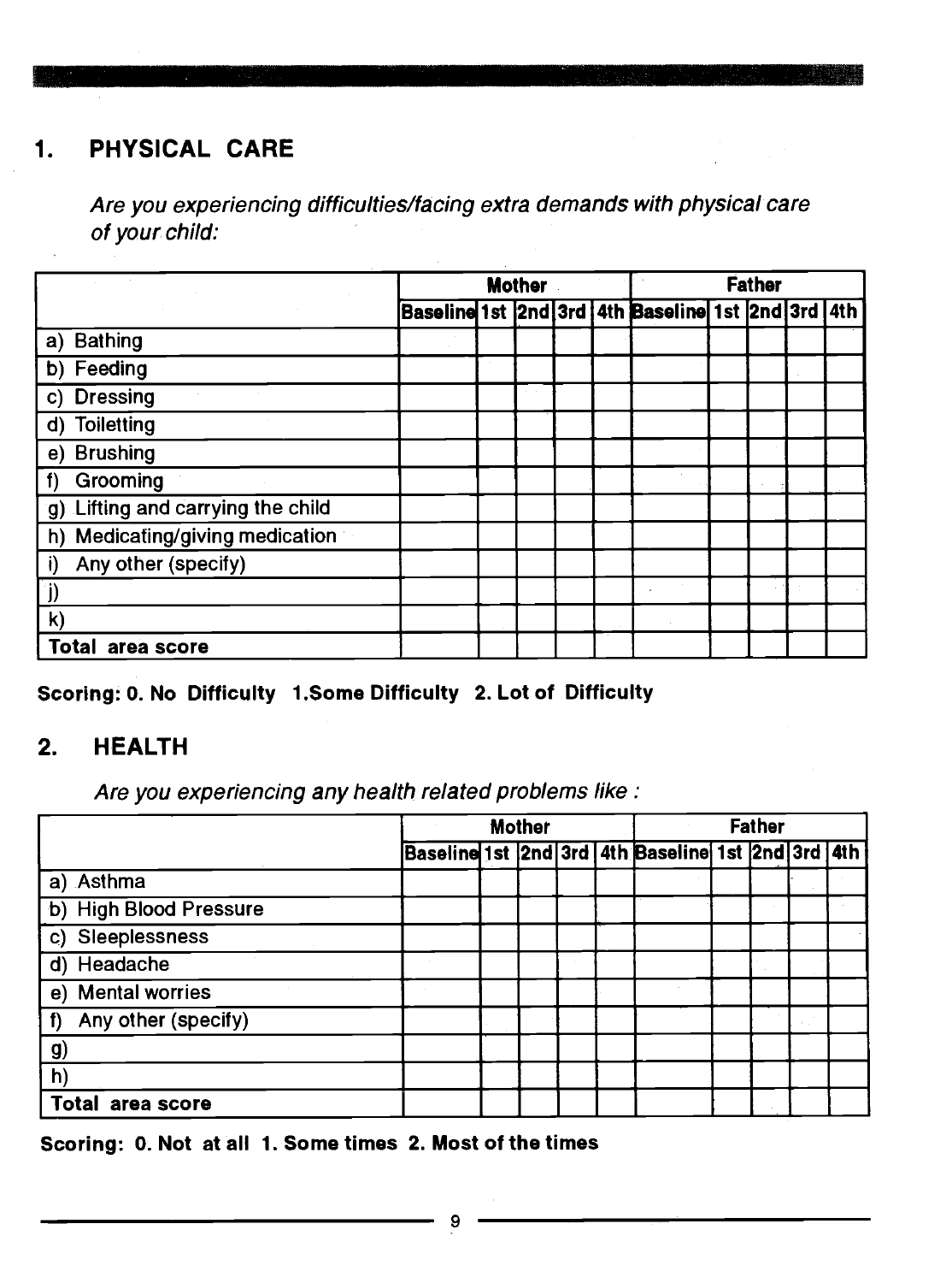## 1. PHYSICAL CARE

*Are you experiencing difficulties/facing extra demands with physical care of your child:*

| | Mother | | | | | Father | | | | |
|---|---|---|---|---|---|---|---|---|---|---|
| | Baseline | 1st | 2nd | 3rd | 4th | Baseline | 1st | 2nd | 3rd | 4th |
| a) Bathing | | | | | | | | | | |
| b) Feeding | | | | | | | | | | |
| c) Dressing | | | | | | | | | | |
| d) Toiletting | | | | | | | | | | |
| e) Brushing | | | | | | | | | | |
| f) Grooming | | | | | | | | | | |
| g) Lifting and carrying the child | | | | | | | | | | |
| h) Medicating/giving medication | | | | | | | | | | |
| i) Any other (specify) | | | | | | | | | | |
| j) | | | | | | | | | | |
| k) | | | | | | | | | | |
| **Total area score** | | | | | | | | | | |

**Scoring: 0. No Difficulty 1.Some Difficulty 2. Lot of Difficulty**

## 2. HEALTH

*Are you experiencing any health related problems like :*

| | Mother | | | | | Father | | | | |
|---|---|---|---|---|---|---|---|---|---|---|
| | Baseline | 1st | 2nd | 3rd | 4th | Baseline | 1st | 2nd | 3rd | 4th |
| a) Asthma | | | | | | | | | | |
| b) High Blood Pressure | | | | | | | | | | |
| c) Sleeplessness | | | | | | | | | | |
| d) Headache | | | | | | | | | | |
| e) Mental worries | | | | | | | | | | |
| f) Any other (specify) | | | | | | | | | | |
| g) | | | | | | | | | | |
| h) | | | | | | | | | | |
| **Total area score** | | | | | | | | | | |

**Scoring: 0. Not at all 1. Some times 2. Most of the times**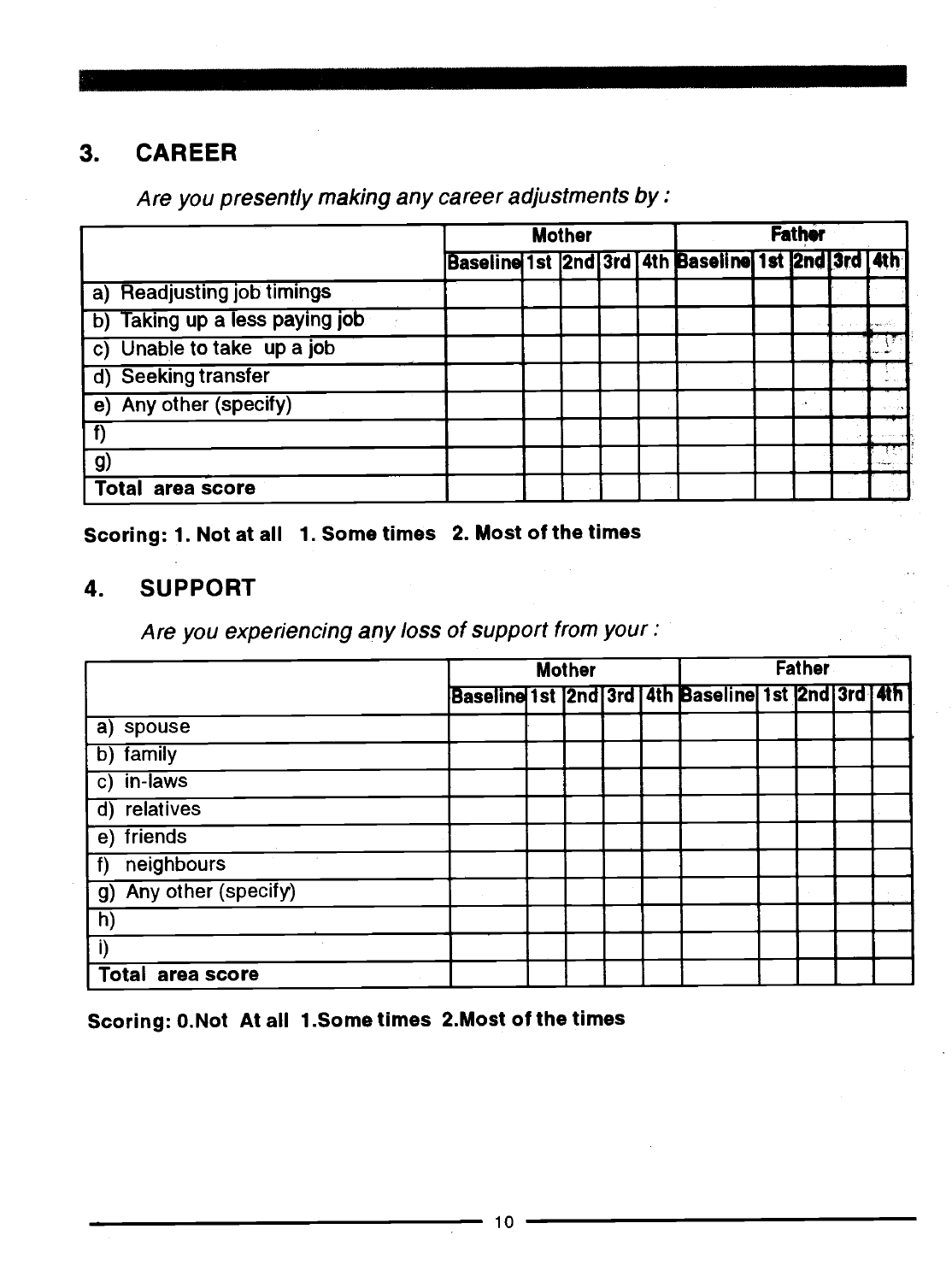## 3. CAREER

*Are you presently making any career adjustments by :*

| | Mother | | | | | Father | | | | |
|---|---|---|---|---|---|---|---|---|---|---|
| | Baseline | 1st | 2nd | 3rd | 4th | Baseline | 1st | 2nd | 3rd | 4th |
| a) Readjusting job timings | | | | | | | | | | |
| b) Taking up a less paying job | | | | | | | | | | |
| c) Unable to take up a job | | | | | | | | | | |
| d) Seeking transfer | | | | | | | | | | |
| e) Any other (specify) | | | | | | | | | | |
| f) | | | | | | | | | | |
| g) | | | | | | | | | | |
| Total area score | | | | | | | | | | |

**Scoring: 1. Not at all 1. Some times 2. Most of the times**

## 4. SUPPORT

*Are you experiencing any loss of support from your :*

| | Mother | | | | | Father | | | | |
|---|---|---|---|---|---|---|---|---|---|---|
| | Baseline | 1st | 2nd | 3rd | 4th | Baseline | 1st | 2nd | 3rd | 4th |
| a) spouse | | | | | | | | | | |
| b) family | | | | | | | | | | |
| c) in-laws | | | | | | | | | | |
| d) relatives | | | | | | | | | | |
| e) friends | | | | | | | | | | |
| f) neighbours | | | | | | | | | | |
| g) Any other (specify) | | | | | | | | | | |
| h) | | | | | | | | | | |
| i) | | | | | | | | | | |
| Total area score | | | | | | | | | | |

**Scoring: 0.Not At all 1.Some times 2.Most of the times**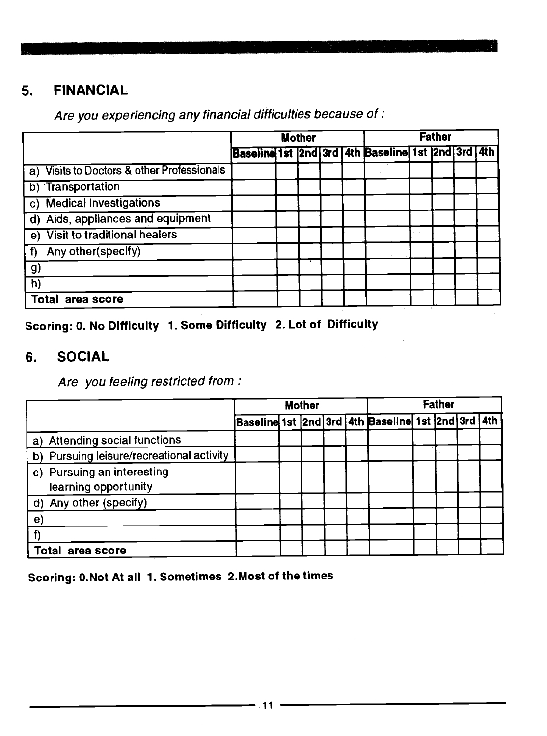## 5. FINANCIAL

*Are you experiencing any financial difficulties because of :*

| | Mother | | | | | Father | | | | |
|---|---|---|---|---|---|---|---|---|---|---|
| | Baseline | 1st | 2nd | 3rd | 4th | Baseline | 1st | 2nd | 3rd | 4th |
| a) Visits to Doctors & other Professionals | | | | | | | | | | |
| b) Transportation | | | | | | | | | | |
| c) Medical investigations | | | | | | | | | | |
| d) Aids, appliances and equipment | | | | | | | | | | |
| e) Visit to traditional healers | | | | | | | | | | |
| f) Any other(specify) | | | | | | | | | | |
| g) | | | | | | | | | | |
| h) | | | | | | | | | | |
| **Total area score** | | | | | | | | | | |

**Scoring: 0. No Difficulty 1. Some Difficulty 2. Lot of Difficulty**

## 6. SOCIAL

*Are you feeling restricted from :*

| | Mother | | | | | Father | | | | |
|---|---|---|---|---|---|---|---|---|---|---|
| | Baseline | 1st | 2nd | 3rd | 4th | Baseline | 1st | 2nd | 3rd | 4th |
| a) Attending social functions | | | | | | | | | | |
| b) Pursuing leisure/recreational activity | | | | | | | | | | |
| c) Pursuing an interesting learning opportunity | | | | | | | | | | |
| d) Any other (specify) | | | | | | | | | | |
| e) | | | | | | | | | | |
| f) | | | | | | | | | | |
| **Total area score** | | | | | | | | | | |

**Scoring: 0.Not At all 1. Sometimes 2.Most of the times**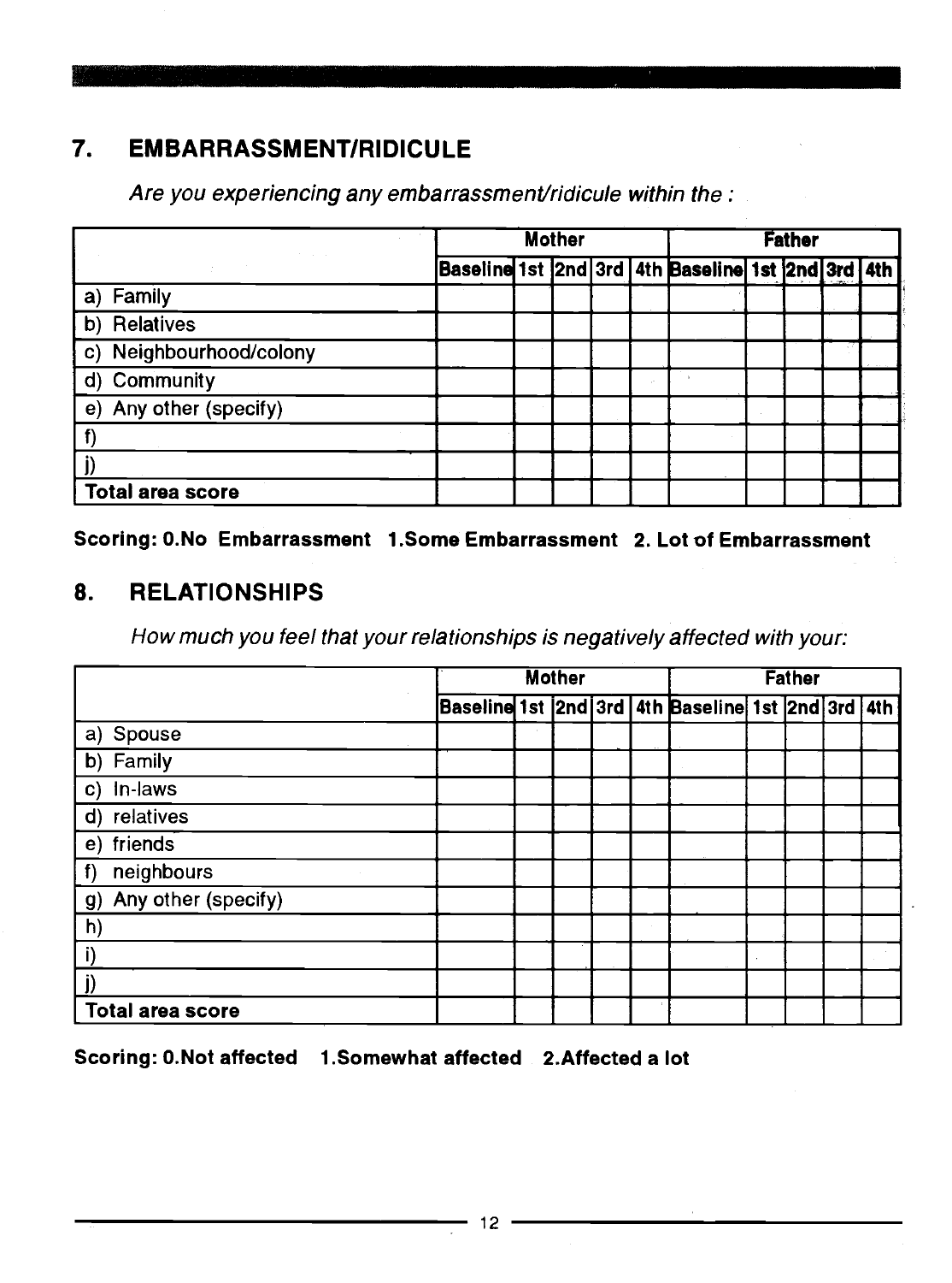## 7. EMBARRASSMENT/RIDICULE

*Are you experiencing any embarrassment/ridicule within the :*

| | Mother | | | | | Father | | | | |
|---|---|---|---|---|---|---|---|---|---|---|
| | Baseline | 1st | 2nd | 3rd | 4th | Baseline | 1st | 2nd | 3rd | 4th |
| a) Family | | | | | | | | | | |
| b) Relatives | | | | | | | | | | |
| c) Neighbourhood/colony | | | | | | | | | | |
| d) Community | | | | | | | | | | |
| e) Any other (specify) | | | | | | | | | | |
| f) | | | | | | | | | | |
| j) | | | | | | | | | | |
| **Total area score** | | | | | | | | | | |

**Scoring: 0.No Embarrassment 1.Some Embarrassment 2. Lot of Embarrassment**

## 8. RELATIONSHIPS

*How much you feel that your relationships is negatively affected with your:*

| | Mother | | | | | Father | | | | |
|---|---|---|---|---|---|---|---|---|---|---|
| | Baseline | 1st | 2nd | 3rd | 4th | Baseline | 1st | 2nd | 3rd | 4th |
| a) Spouse | | | | | | | | | | |
| b) Family | | | | | | | | | | |
| c) In-laws | | | | | | | | | | |
| d) relatives | | | | | | | | | | |
| e) friends | | | | | | | | | | |
| f) neighbours | | | | | | | | | | |
| g) Any other (specify) | | | | | | | | | | |
| h) | | | | | | | | | | |
| i) | | | | | | | | | | |
| j) | | | | | | | | | | |
| **Total area score** | | | | | | | | | | |

**Scoring: 0.Not affected 1.Somewhat affected 2.Affected a lot**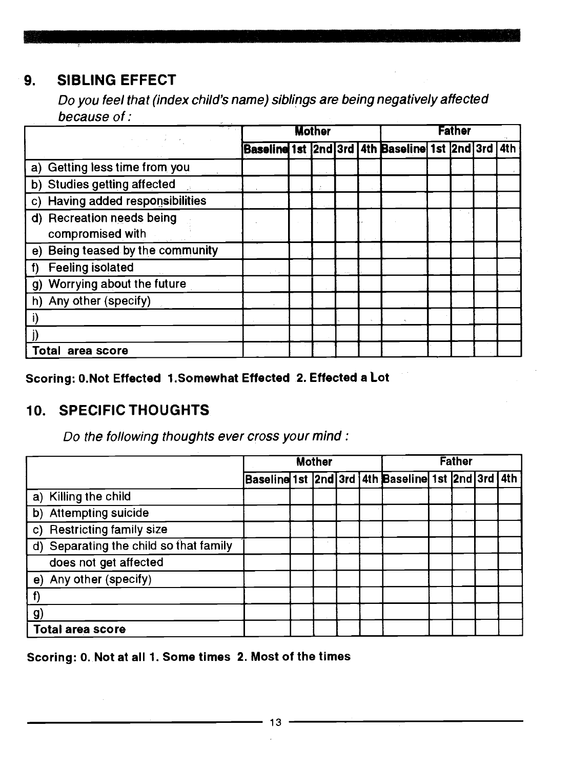## 9. SIBLING EFFECT

*Do you feel that (index child's name) siblings are being negatively affected because of :*

| | Mother | | | | | Father | | | | |
|---|---|---|---|---|---|---|---|---|---|---|
| | Baseline | 1st | 2nd | 3rd | 4th | Baseline | 1st | 2nd | 3rd | 4th |
| a) Getting less time from you | | | | | | | | | | |
| b) Studies getting affected | | | | | | | | | | |
| c) Having added responsibilities | | | | | | | | | | |
| d) Recreation needs being compromised with | | | | | | | | | | |
| e) Being teased by the community | | | | | | | | | | |
| f) Feeling isolated | | | | | | | | | | |
| g) Worrying about the future | | | | | | | | | | |
| h) Any other (specify) | | | | | | | | | | |
| i) | | | | | | | | | | |
| j) | | | | | | | | | | |
| **Total area score** | | | | | | | | | | |

**Scoring: 0.Not Effected 1.Somewhat Effected 2. Effected a Lot**

## 10. SPECIFIC THOUGHTS

*Do the following thoughts ever cross your mind :*

| | Mother | | | | | Father | | | | |
|---|---|---|---|---|---|---|---|---|---|---|
| | Baseline | 1st | 2nd | 3rd | 4th | Baseline | 1st | 2nd | 3rd | 4th |
| a) Killing the child | | | | | | | | | | |
| b) Attempting suicide | | | | | | | | | | |
| c) Restricting family size | | | | | | | | | | |
| d) Separating the child so that family does not get affected | | | | | | | | | | |
| e) Any other (specify) | | | | | | | | | | |
| f) | | | | | | | | | | |
| g) | | | | | | | | | | |
| **Total area score** | | | | | | | | | | |

**Scoring: 0. Not at all 1. Some times 2. Most of the times**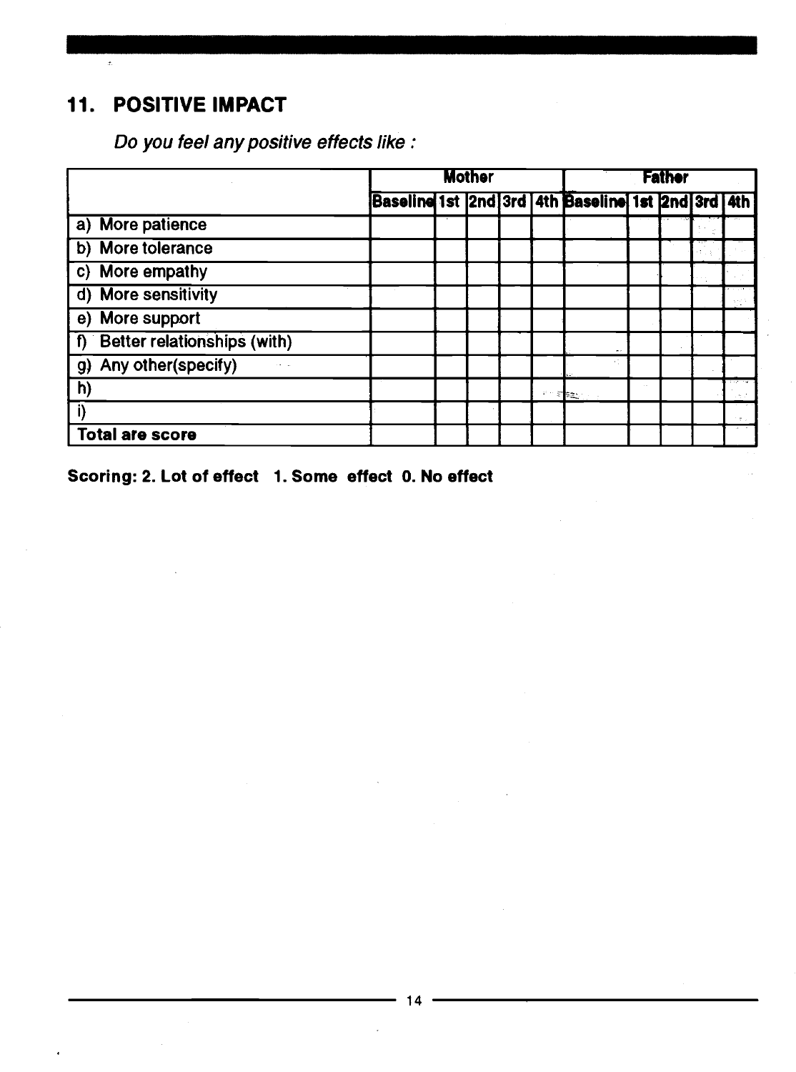## 11. POSITIVE IMPACT

*Do you feel any positive effects like :*

| | Mother | | | | | Father | | | | |
|---|---|---|---|---|---|---|---|---|---|---|
| | Baseline | 1st | 2nd | 3rd | 4th | Baseline | 1st | 2nd | 3rd | 4th |
| a) More patience | | | | | | | | | | |
| b) More tolerance | | | | | | | | | | |
| c) More empathy | | | | | | | | | | |
| d) More sensitivity | | | | | | | | | | |
| e) More support | | | | | | | | | | |
| f) Better relationships (with) | | | | | | | | | | |
| g) Any other(specify) | | | | | | | | | | |
| h) | | | | | | | | | | |
| i) | | | | | | | | | | |
| **Total are score** | | | | | | | | | | |

**Scoring: 2. Lot of effect 1. Some effect 0. No effect**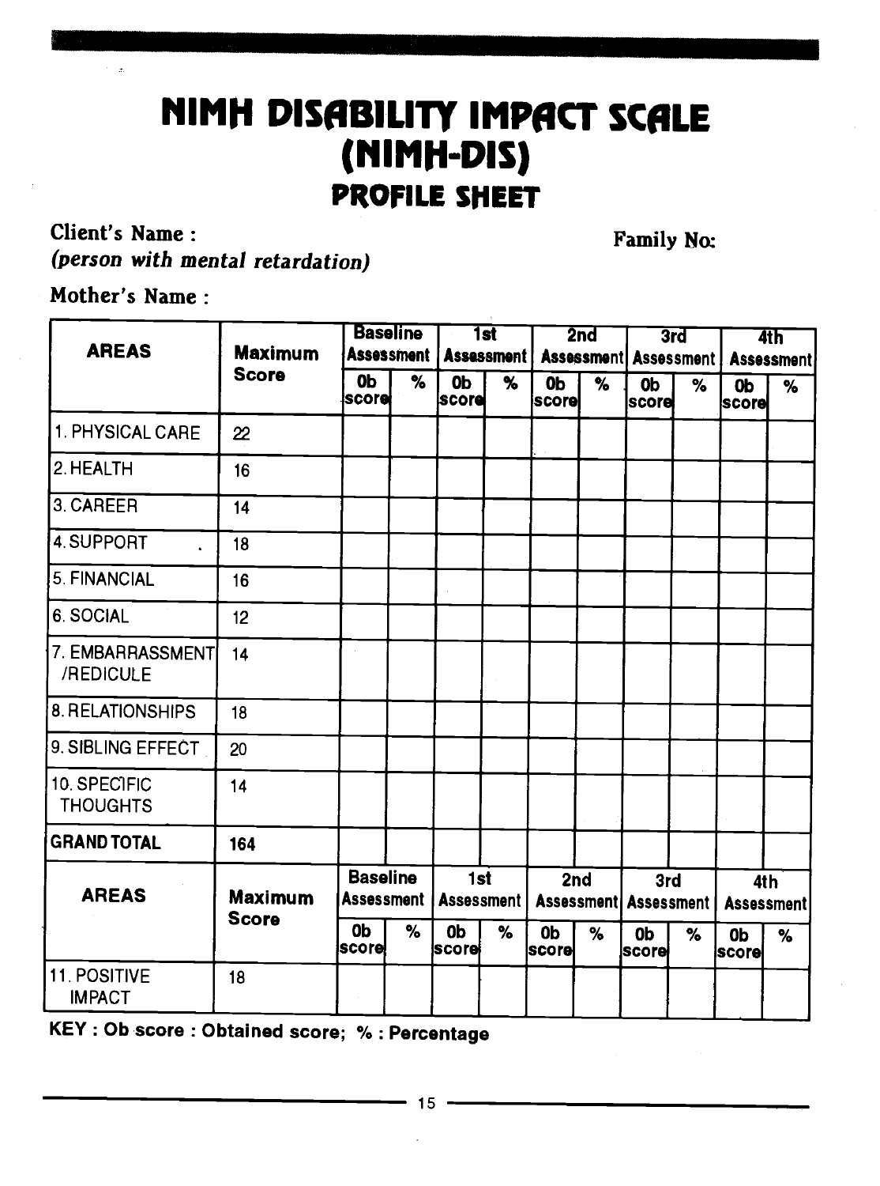# NIMH DISABILITY IMPACT SCALE (NIMH-DIS)

## PROFILE SHEET

**Client's Name :** **Family No:**
***(person with mental retardation)***

**Mother's Name :**

| AREAS | Maximum Score | Baseline Assessment | | 1st Assessment | | 2nd Assessment | | 3rd Assessment | | 4th Assessment | |
|---|---|---|---|---|---|---|---|---|---|---|---|
| | | Ob score | % | Ob score | % | Ob score | % | Ob score | % | Ob score | % |
| 1. PHYSICAL CARE | 22 | | | | | | | | | | |
| 2. HEALTH | 16 | | | | | | | | | | |
| 3. CAREER | 14 | | | | | | | | | | |
| 4. SUPPORT | 18 | | | | | | | | | | |
| 5. FINANCIAL | 16 | | | | | | | | | | |
| 6. SOCIAL | 12 | | | | | | | | | | |
| 7. EMBARRASSMENT /REDICULE | 14 | | | | | | | | | | |
| 8. RELATIONSHIPS | 18 | | | | | | | | | | |
| 9. SIBLING EFFECT | 20 | | | | | | | | | | |
| 10. SPECIFIC THOUGHTS | 14 | | | | | | | | | | |
| **GRAND TOTAL** | 164 | | | | | | | | | | |

| AREAS | Maximum Score | Baseline Assessment | | 1st Assessment | | 2nd Assessment | | 3rd Assessment | | 4th Assessment | |
|---|---|---|---|---|---|---|---|---|---|---|---|
| | | Ob score | % | Ob score | % | Ob score | % | Ob score | % | Ob score | % |
| 11. POSITIVE IMPACT | 18 | | | | | | | | | | |

**KEY : Ob score : Obtained score; % : Percentage**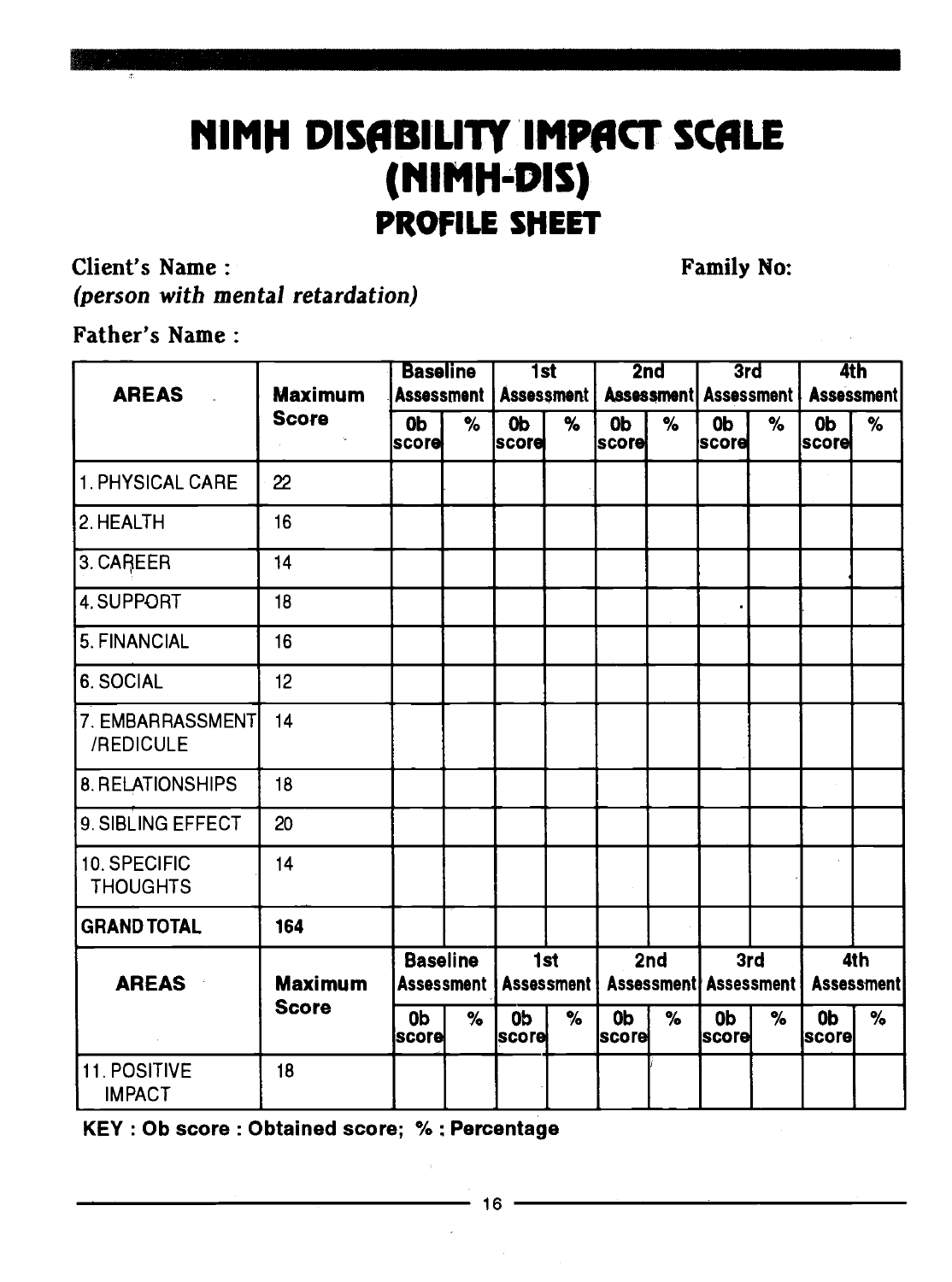# NIMH DISABILITY IMPACT SCALE (NIMH-DIS)

## PROFILE SHEET

**Client's Name :** **Family No:**

***(person with mental retardation)***

**Father's Name :**

| AREAS | Maximum Score | Baseline Assessment | | 1st Assessment | | 2nd Assessment | | 3rd Assessment | | 4th Assessment | |
|---|---|---|---|---|---|---|---|---|---|---|---|
| | | Ob score | % | Ob score | % | Ob score | % | Ob score | % | Ob score | % |
| 1. PHYSICAL CARE | 22 | | | | | | | | | | |
| 2. HEALTH | 16 | | | | | | | | | | |
| 3. CAREER | 14 | | | | | | | | | | |
| 4. SUPPORT | 18 | | | | | | | | | | |
| 5. FINANCIAL | 16 | | | | | | | | | | |
| 6. SOCIAL | 12 | | | | | | | | | | |
| 7. EMBARRASSMENT /REDICULE | 14 | | | | | | | | | | |
| 8. RELATIONSHIPS | 18 | | | | | | | | | | |
| 9. SIBLING EFFECT | 20 | | | | | | | | | | |
| 10. SPECIFIC THOUGHTS | 14 | | | | | | | | | | |
| **GRAND TOTAL** | **164** | | | | | | | | | | |
| **AREAS** | **Maximum Score** | **Baseline Assessment** | | **1st Assessment** | | **2nd Assessment** | | **3rd Assessment** | | **4th Assessment** | |
| | | **Ob score** | **%** | **Ob score** | **%** | **Ob score** | **%** | **Ob score** | **%** | **Ob score** | **%** |
| 11. POSITIVE IMPACT | 18 | | | | | | | | | | |

**KEY : Ob score : Obtained score; % : Percentage**